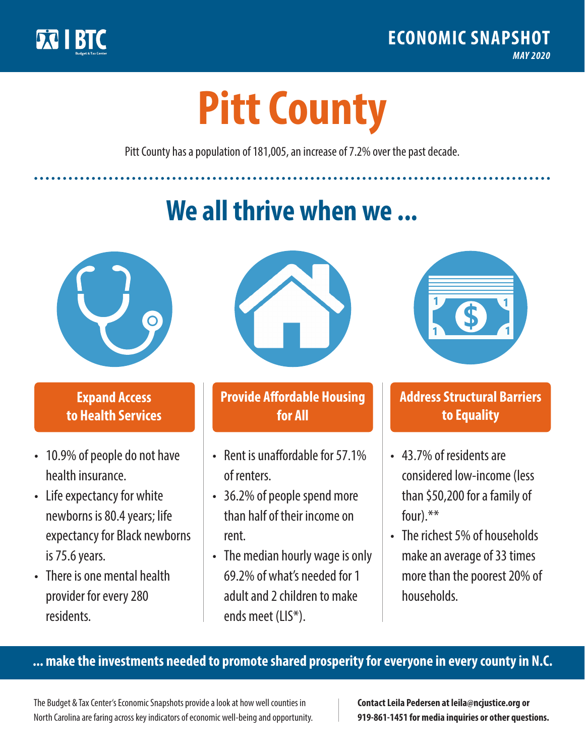BTC

Budget & Tax Center

**ECONOMIC SNAPSHOT**

*MAY 2020*

# Pitt County

Pitt County has a population of 181,005, an increase of 7.2% over the past decade.

## We all thrive when we ...

### Expand Access to Health Services

- 10.9% of people do not have health insurance.
- Life expectancy for white newborns is 80.4 years; life expectancy for Black newborns is 75.6 years.
- There is one mental health provider for every 280 residents.

### Provide Affordable Housing for All

- Rent is unaffordable for 57.1% of renters.
- 36.2% of people spend more than half of their income on rent.
- The median hourly wage is only 69.2% of what's needed for 1 adult and 2 children to make ends meet (LIS*).

### Address Structural Barriers to Equality

- 43.7% of residents are considered low-income (less than $50,200 for a family of four).**
- The richest 5% of households make an average of 33 times more than the poorest 20% of households.

**... make the investments needed to promote shared prosperity for everyone in every county in N.C.**

The Budget & Tax Center's Economic Snapshots provide a look at how well counties in North Carolina are faring across key indicators of economic well-being and opportunity.

**Contact Leila Pedersen at leila@ncjustice.org or 919-861-1451 for media inquiries or other questions.**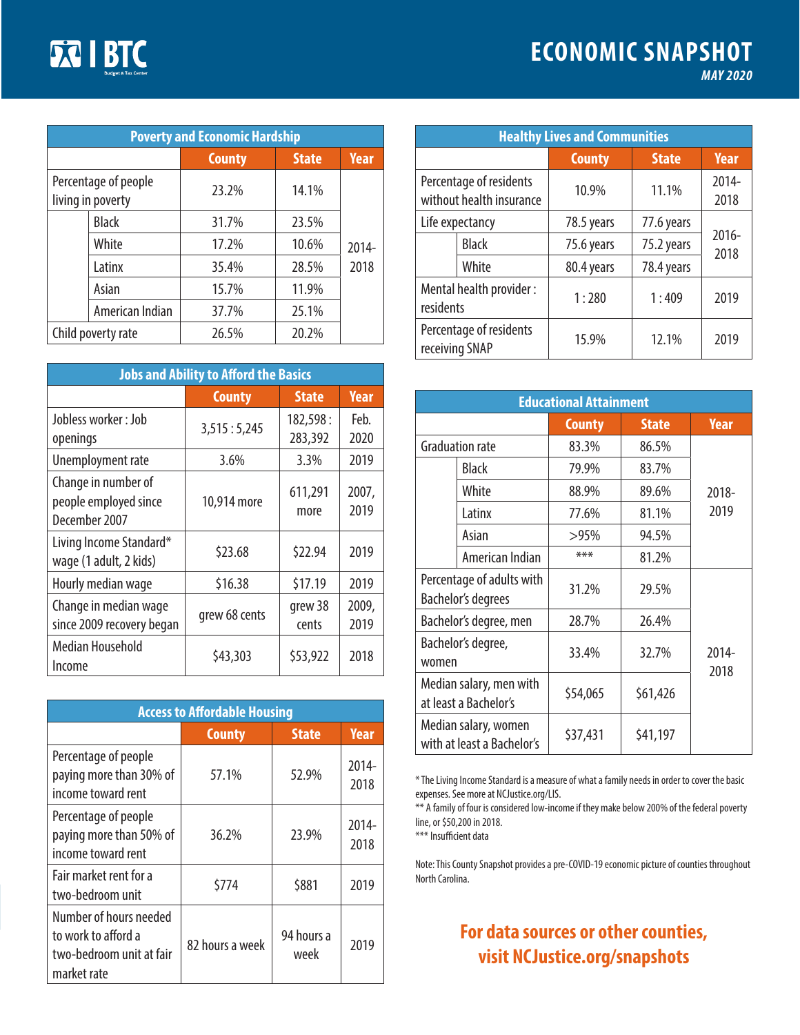BTC Budget & Tax Center

# ECONOMIC SNAPSHOT

*MAY 2020*

## Poverty and Economic Hardship

| | | County | State | Year |
|---|---|---|---|---|
| Percentage of people living in poverty | | 23.2% | 14.1% | 2014-2018 |
| | Black | 31.7% | 23.5% | |
| | White | 17.2% | 10.6% | |
| | Latinx | 35.4% | 28.5% | |
| | Asian | 15.7% | 11.9% | |
| | American Indian | 37.7% | 25.1% | |
| Child poverty rate | | 26.5% | 20.2% | |

## Jobs and Ability to Afford the Basics

| | County | State | Year |
|---|---|---|---|
| Jobless worker : Job openings | 3,515 : 5,245 | 182,598 : 283,392 | Feb. 2020 |
| Unemployment rate | 3.6% | 3.3% | 2019 |
| Change in number of people employed since December 2007 | 10,914 more | 611,291 more | 2007, 2019 |
| Living Income Standard* wage (1 adult, 2 kids) | $23.68 | $22.94 | 2019 |
| Hourly median wage | $16.38 | $17.19 | 2019 |
| Change in median wage since 2009 recovery began | grew 68 cents | grew 38 cents | 2009, 2019 |
| Median Household Income | $43,303 | $53,922 | 2018 |

## Access to Affordable Housing

| | County | State | Year |
|---|---|---|---|
| Percentage of people paying more than 30% of income toward rent | 57.1% | 52.9% | 2014-2018 |
| Percentage of people paying more than 50% of income toward rent | 36.2% | 23.9% | 2014-2018 |
| Fair market rent for a two-bedroom unit | $774 | $881 | 2019 |
| Number of hours needed to work to afford a two-bedroom unit at fair market rate | 82 hours a week | 94 hours a week | 2019 |

## Healthy Lives and Communities

| | | County | State | Year |
|---|---|---|---|---|
| Percentage of residents without health insurance | | 10.9% | 11.1% | 2014-2018 |
| Life expectancy | | 78.5 years | 77.6 years | 2016-2018 |
| | Black | 75.6 years | 75.2 years | |
| | White | 80.4 years | 78.4 years | |
| Mental health provider : residents | | 1 : 280 | 1 : 409 | 2019 |
| Percentage of residents receiving SNAP | | 15.9% | 12.1% | 2019 |

## Educational Attainment

| | | County | State | Year |
|---|---|---|---|---|
| Graduation rate | | 83.3% | 86.5% | 2018-2019 |
| | Black | 79.9% | 83.7% | |
| | White | 88.9% | 89.6% | |
| | Latinx | 77.6% | 81.1% | |
| | Asian | >95% | 94.5% | |
| | American Indian | *** | 81.2% | |
| Percentage of adults with Bachelor's degrees | | 31.2% | 29.5% | 2014-2018 |
| Bachelor's degree, men | | 28.7% | 26.4% | |
| Bachelor's degree, women | | 33.4% | 32.7% | |
| Median salary, men with at least a Bachelor's | | $54,065 | $61,426 | |
| Median salary, women with at least a Bachelor's | | $37,431 | $41,197 | |

* The Living Income Standard is a measure of what a family needs in order to cover the basic expenses. See more at NCJustice.org/LIS.

** A family of four is considered low-income if they make below 200% of the federal poverty line, or $50,200 in 2018.

*** Insufficient data

Note: This County Snapshot provides a pre-COVID-19 economic picture of counties throughout North Carolina.

**For data sources or other counties, visit NCJustice.org/snapshots**